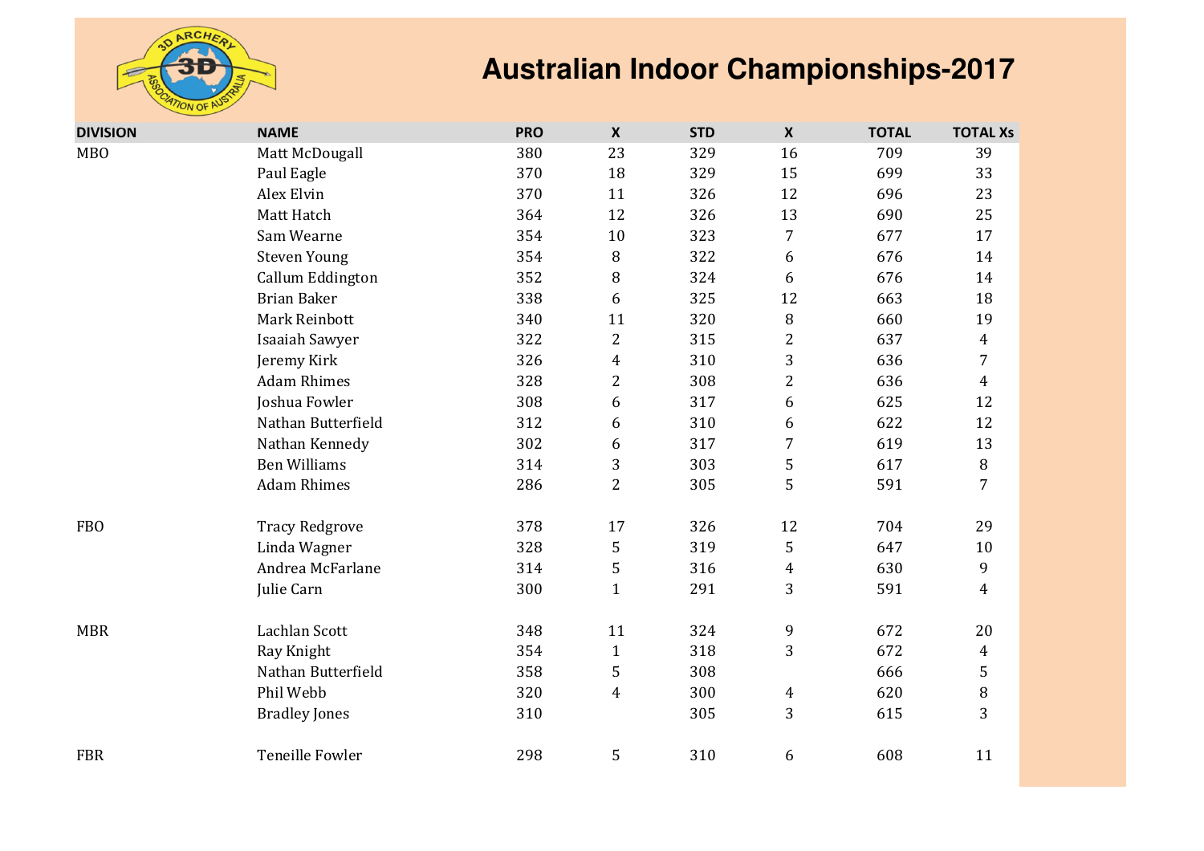# Australian Indoor Championships-2017

| DIVISION | NAME | PRO | X | STD | X | TOTAL | TOTAL Xs |
|---|---|---|---|---|---|---|---|
| MBO | Matt McDougall | 380 | 23 | 329 | 16 | 709 | 39 |
| | Paul Eagle | 370 | 18 | 329 | 15 | 699 | 33 |
| | Alex Elvin | 370 | 11 | 326 | 12 | 696 | 23 |
| | Matt Hatch | 364 | 12 | 326 | 13 | 690 | 25 |
| | Sam Wearne | 354 | 10 | 323 | 7 | 677 | 17 |
| | Steven Young | 354 | 8 | 322 | 6 | 676 | 14 |
| | Callum Eddington | 352 | 8 | 324 | 6 | 676 | 14 |
| | Brian Baker | 338 | 6 | 325 | 12 | 663 | 18 |
| | Mark Reinbott | 340 | 11 | 320 | 8 | 660 | 19 |
| | Isaaiah Sawyer | 322 | 2 | 315 | 2 | 637 | 4 |
| | Jeremy Kirk | 326 | 4 | 310 | 3 | 636 | 7 |
| | Adam Rhimes | 328 | 2 | 308 | 2 | 636 | 4 |
| | Joshua Fowler | 308 | 6 | 317 | 6 | 625 | 12 |
| | Nathan Butterfield | 312 | 6 | 310 | 6 | 622 | 12 |
| | Nathan Kennedy | 302 | 6 | 317 | 7 | 619 | 13 |
| | Ben Williams | 314 | 3 | 303 | 5 | 617 | 8 |
| | Adam Rhimes | 286 | 2 | 305 | 5 | 591 | 7 |
| | | | | | | | |
| FBO | Tracy Redgrove | 378 | 17 | 326 | 12 | 704 | 29 |
| | Linda Wagner | 328 | 5 | 319 | 5 | 647 | 10 |
| | Andrea McFarlane | 314 | 5 | 316 | 4 | 630 | 9 |
| | Julie Carn | 300 | 1 | 291 | 3 | 591 | 4 |
| | | | | | | | |
| MBR | Lachlan Scott | 348 | 11 | 324 | 9 | 672 | 20 |
| | Ray Knight | 354 | 1 | 318 | 3 | 672 | 4 |
| | Nathan Butterfield | 358 | 5 | 308 | | 666 | 5 |
| | Phil Webb | 320 | 4 | 300 | 4 | 620 | 8 |
| | Bradley Jones | 310 | | 305 | 3 | 615 | 3 |
| | | | | | | | |
| FBR | Teneille Fowler | 298 | 5 | 310 | 6 | 608 | 11 |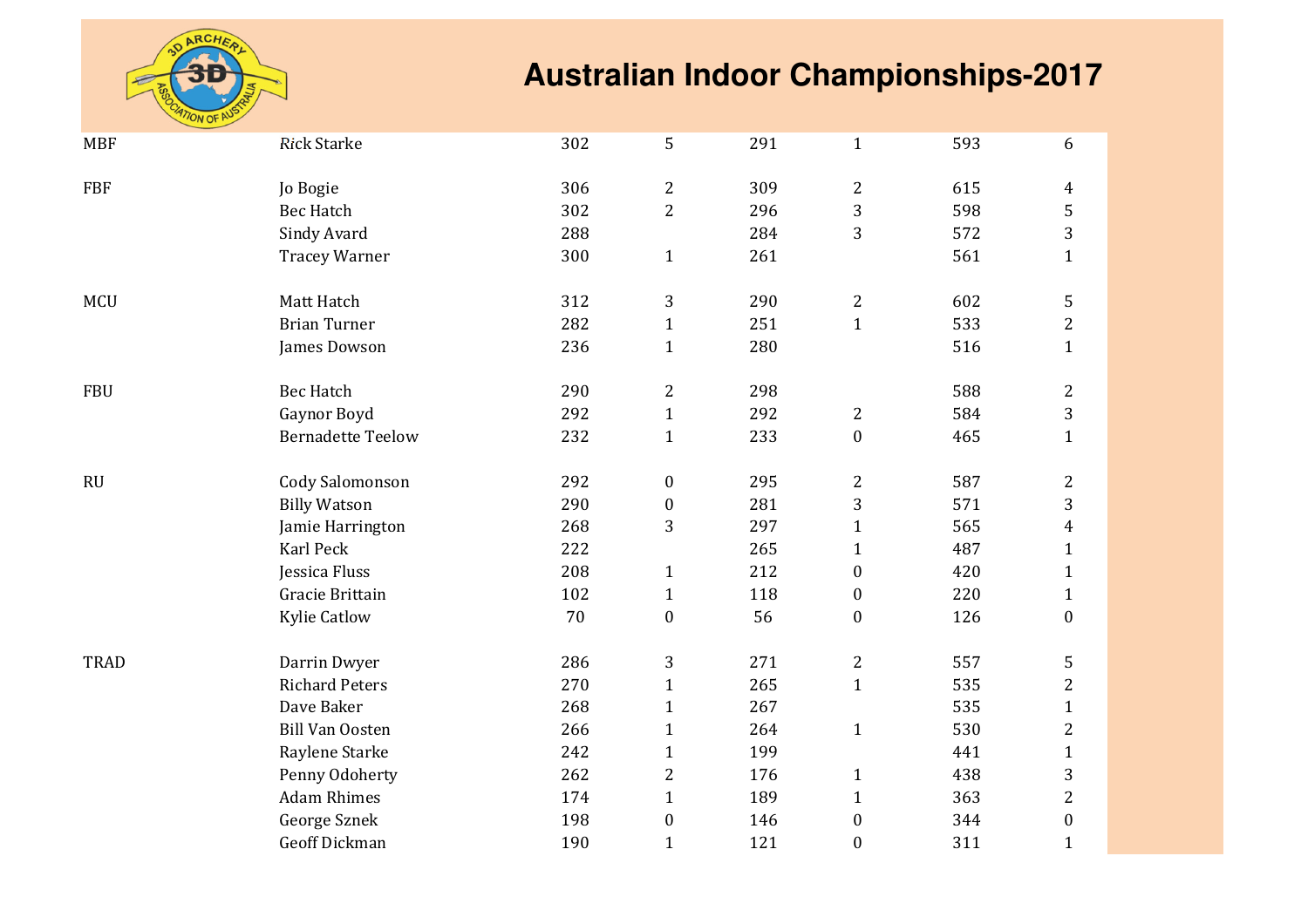# Australian Indoor Championships-2017

| | | | | | | | |
|---|---|---|---|---|---|---|---|
| MBF | Rick Starke | 302 | 5 | 291 | 1 | 593 | 6 |
| | | | | | | | |
| FBF | Jo Bogie | 306 | 2 | 309 | 2 | 615 | 4 |
| | Bec Hatch | 302 | 2 | 296 | 3 | 598 | 5 |
| | Sindy Avard | 288 | | 284 | 3 | 572 | 3 |
| | Tracey Warner | 300 | 1 | 261 | | 561 | 1 |
| | | | | | | | |
| MCU | Matt Hatch | 312 | 3 | 290 | 2 | 602 | 5 |
| | Brian Turner | 282 | 1 | 251 | 1 | 533 | 2 |
| | James Dowson | 236 | 1 | 280 | | 516 | 1 |
| | | | | | | | |
| FBU | Bec Hatch | 290 | 2 | 298 | | 588 | 2 |
| | Gaynor Boyd | 292 | 1 | 292 | 2 | 584 | 3 |
| | Bernadette Teelow | 232 | 1 | 233 | 0 | 465 | 1 |
| | | | | | | | |
| RU | Cody Salomonson | 292 | 0 | 295 | 2 | 587 | 2 |
| | Billy Watson | 290 | 0 | 281 | 3 | 571 | 3 |
| | Jamie Harrington | 268 | 3 | 297 | 1 | 565 | 4 |
| | Karl Peck | 222 | | 265 | 1 | 487 | 1 |
| | Jessica Fluss | 208 | 1 | 212 | 0 | 420 | 1 |
| | Gracie Brittain | 102 | 1 | 118 | 0 | 220 | 1 |
| | Kylie Catlow | 70 | 0 | 56 | 0 | 126 | 0 |
| | | | | | | | |
| TRAD | Darrin Dwyer | 286 | 3 | 271 | 2 | 557 | 5 |
| | Richard Peters | 270 | 1 | 265 | 1 | 535 | 2 |
| | Dave Baker | 268 | 1 | 267 | | 535 | 1 |
| | Bill Van Oosten | 266 | 1 | 264 | 1 | 530 | 2 |
| | Raylene Starke | 242 | 1 | 199 | | 441 | 1 |
| | Penny Odoherty | 262 | 2 | 176 | 1 | 438 | 3 |
| | Adam Rhimes | 174 | 1 | 189 | 1 | 363 | 2 |
| | George Sznek | 198 | 0 | 146 | 0 | 344 | 0 |
| | Geoff Dickman | 190 | 1 | 121 | 0 | 311 | 1 |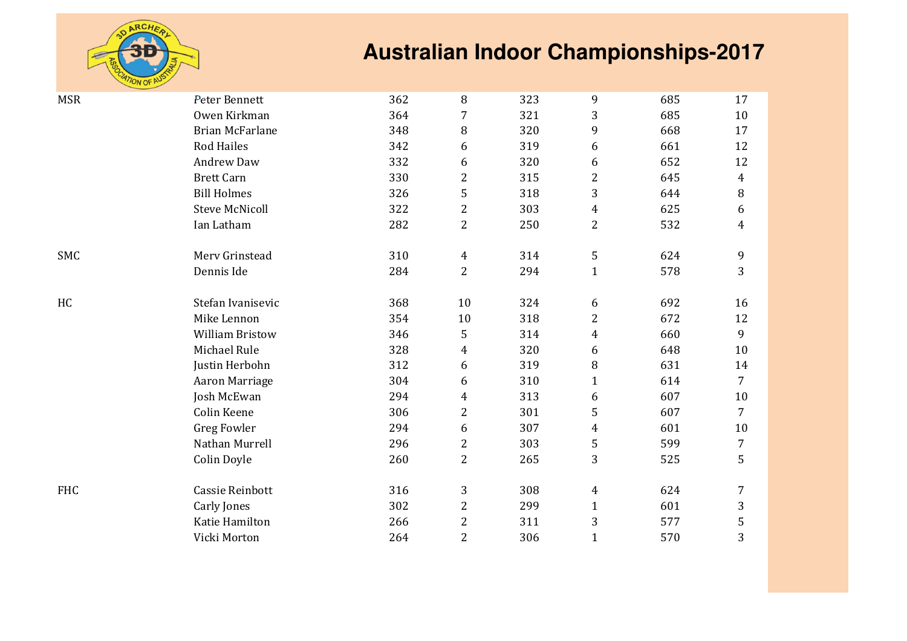# Australian Indoor Championships-2017

| | | | | | | | |
|---|---|---|---|---|---|---|---|
| MSR | Peter Bennett | 362 | 8 | 323 | 9 | 685 | 17 |
| | Owen Kirkman | 364 | 7 | 321 | 3 | 685 | 10 |
| | Brian McFarlane | 348 | 8 | 320 | 9 | 668 | 17 |
| | Rod Hailes | 342 | 6 | 319 | 6 | 661 | 12 |
| | Andrew Daw | 332 | 6 | 320 | 6 | 652 | 12 |
| | Brett Carn | 330 | 2 | 315 | 2 | 645 | 4 |
| | Bill Holmes | 326 | 5 | 318 | 3 | 644 | 8 |
| | Steve McNicoll | 322 | 2 | 303 | 4 | 625 | 6 |
| | Ian Latham | 282 | 2 | 250 | 2 | 532 | 4 |
| | | | | | | | |
| SMC | Merv Grinstead | 310 | 4 | 314 | 5 | 624 | 9 |
| | Dennis Ide | 284 | 2 | 294 | 1 | 578 | 3 |
| | | | | | | | |
| HC | Stefan Ivanisevic | 368 | 10 | 324 | 6 | 692 | 16 |
| | Mike Lennon | 354 | 10 | 318 | 2 | 672 | 12 |
| | William Bristow | 346 | 5 | 314 | 4 | 660 | 9 |
| | Michael Rule | 328 | 4 | 320 | 6 | 648 | 10 |
| | Justin Herbohn | 312 | 6 | 319 | 8 | 631 | 14 |
| | Aaron Marriage | 304 | 6 | 310 | 1 | 614 | 7 |
| | Josh McEwan | 294 | 4 | 313 | 6 | 607 | 10 |
| | Colin Keene | 306 | 2 | 301 | 5 | 607 | 7 |
| | Greg Fowler | 294 | 6 | 307 | 4 | 601 | 10 |
| | Nathan Murrell | 296 | 2 | 303 | 5 | 599 | 7 |
| | Colin Doyle | 260 | 2 | 265 | 3 | 525 | 5 |
| | | | | | | | |
| FHC | Cassie Reinbott | 316 | 3 | 308 | 4 | 624 | 7 |
| | Carly Jones | 302 | 2 | 299 | 1 | 601 | 3 |
| | Katie Hamilton | 266 | 2 | 311 | 3 | 577 | 5 |
| | Vicki Morton | 264 | 2 | 306 | 1 | 570 | 3 |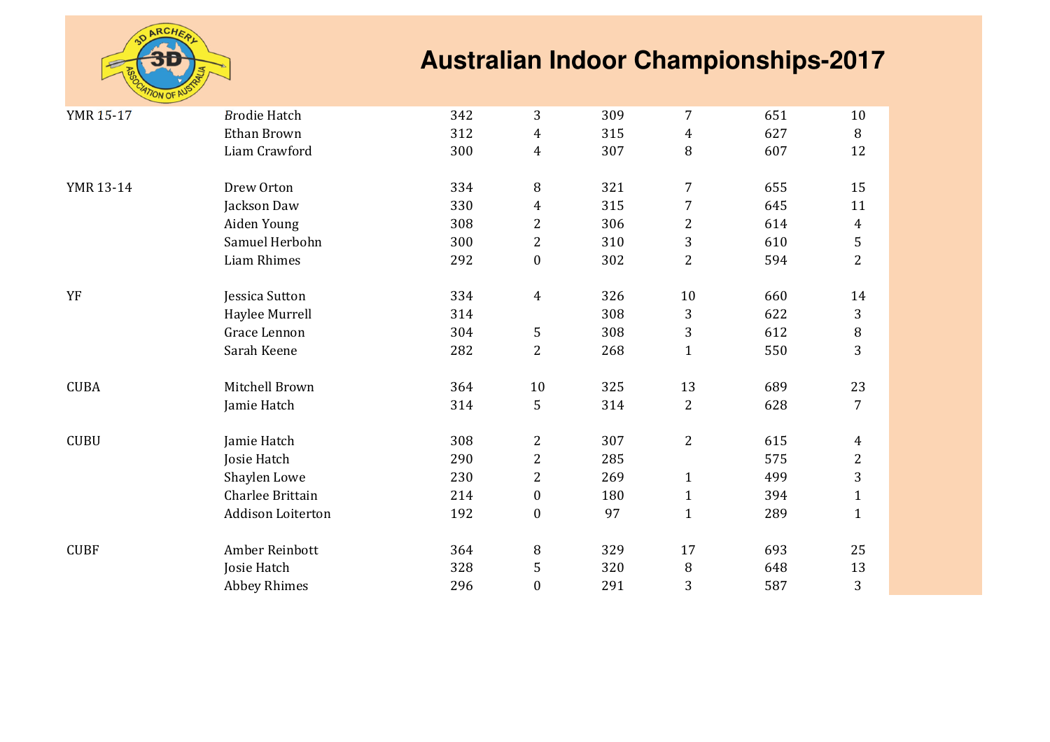# Australian Indoor Championships-2017

| | | | | | | | |
|---|---|---|---|---|---|---|---|
| YMR 15-17 | Brodie Hatch | 342 | 3 | 309 | 7 | 651 | 10 |
| | Ethan Brown | 312 | 4 | 315 | 4 | 627 | 8 |
| | Liam Crawford | 300 | 4 | 307 | 8 | 607 | 12 |
| | | | | | | | |
| YMR 13-14 | Drew Orton | 334 | 8 | 321 | 7 | 655 | 15 |
| | Jackson Daw | 330 | 4 | 315 | 7 | 645 | 11 |
| | Aiden Young | 308 | 2 | 306 | 2 | 614 | 4 |
| | Samuel Herbohn | 300 | 2 | 310 | 3 | 610 | 5 |
| | Liam Rhimes | 292 | 0 | 302 | 2 | 594 | 2 |
| | | | | | | | |
| YF | Jessica Sutton | 334 | 4 | 326 | 10 | 660 | 14 |
| | Haylee Murrell | 314 | | 308 | 3 | 622 | 3 |
| | Grace Lennon | 304 | 5 | 308 | 3 | 612 | 8 |
| | Sarah Keene | 282 | 2 | 268 | 1 | 550 | 3 |
| | | | | | | | |
| CUBA | Mitchell Brown | 364 | 10 | 325 | 13 | 689 | 23 |
| | Jamie Hatch | 314 | 5 | 314 | 2 | 628 | 7 |
| | | | | | | | |
| CUBU | Jamie Hatch | 308 | 2 | 307 | 2 | 615 | 4 |
| | Josie Hatch | 290 | 2 | 285 | | 575 | 2 |
| | Shaylen Lowe | 230 | 2 | 269 | 1 | 499 | 3 |
| | Charlee Brittain | 214 | 0 | 180 | 1 | 394 | 1 |
| | Addison Loiterton | 192 | 0 | 97 | 1 | 289 | 1 |
| | | | | | | | |
| CUBF | Amber Reinbott | 364 | 8 | 329 | 17 | 693 | 25 |
| | Josie Hatch | 328 | 5 | 320 | 8 | 648 | 13 |
| | Abbey Rhimes | 296 | 0 | 291 | 3 | 587 | 3 |